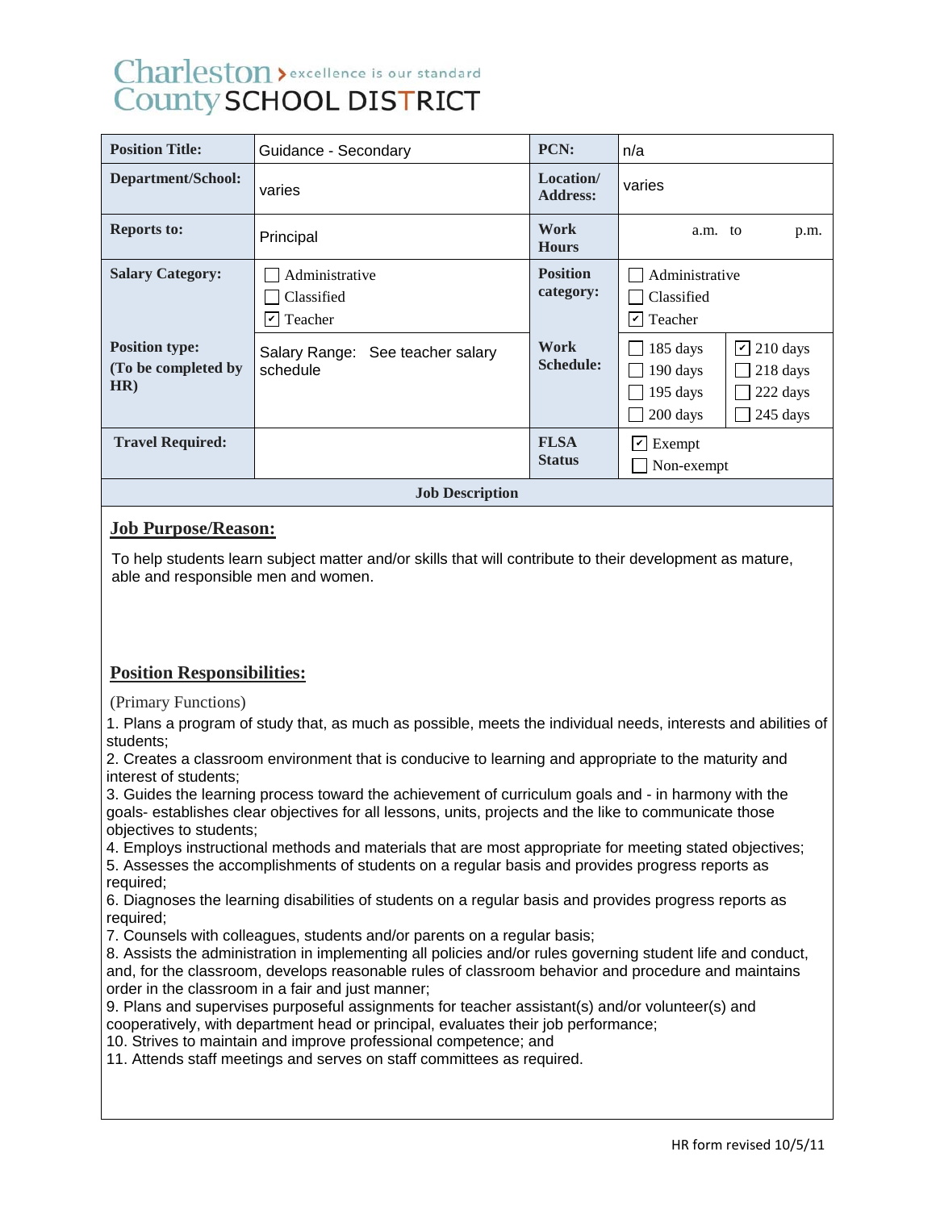Charleston County SCHOOL DISTRICT > excellence is our standard

| Position Title: | Guidance - Secondary | PCN: | n/a | |
|---|---|---|---|---|
| Department/School: | varies | Location/ Address: | varies | |
| Reports to: | Principal | Work Hours | a.m. to p.m. | |
| Salary Category: | ☐ Administrative<br>☐ Classified<br>☑ Teacher | Position category: | ☐ Administrative<br>☐ Classified<br>☑ Teacher | |
| Position type: (To be completed by HR) | Salary Range: See teacher salary schedule | Work Schedule: | ☐ 185 days<br>☐ 190 days<br>☐ 195 days<br>☐ 200 days | ☑ 210 days<br>☐ 218 days<br>☐ 222 days<br>☐ 245 days |
| Travel Required: | | FLSA Status | ☑ Exempt<br>☐ Non-exempt | |

**Job Description**

## Job Purpose/Reason:

To help students learn subject matter and/or skills that will contribute to their development as mature, able and responsible men and women.

## Position Responsibilities:

(Primary Functions)

1. Plans a program of study that, as much as possible, meets the individual needs, interests and abilities of students;
2. Creates a classroom environment that is conducive to learning and appropriate to the maturity and interest of students;
3. Guides the learning process toward the achievement of curriculum goals and - in harmony with the goals- establishes clear objectives for all lessons, units, projects and the like to communicate those objectives to students;
4. Employs instructional methods and materials that are most appropriate for meeting stated objectives;
5. Assesses the accomplishments of students on a regular basis and provides progress reports as required;
6. Diagnoses the learning disabilities of students on a regular basis and provides progress reports as required;
7. Counsels with colleagues, students and/or parents on a regular basis;
8. Assists the administration in implementing all policies and/or rules governing student life and conduct, and, for the classroom, develops reasonable rules of classroom behavior and procedure and maintains order in the classroom in a fair and just manner;
9. Plans and supervises purposeful assignments for teacher assistant(s) and/or volunteer(s) and cooperatively, with department head or principal, evaluates their job performance;
10. Strives to maintain and improve professional competence; and
11. Attends staff meetings and serves on staff committees as required.

HR form revised 10/5/11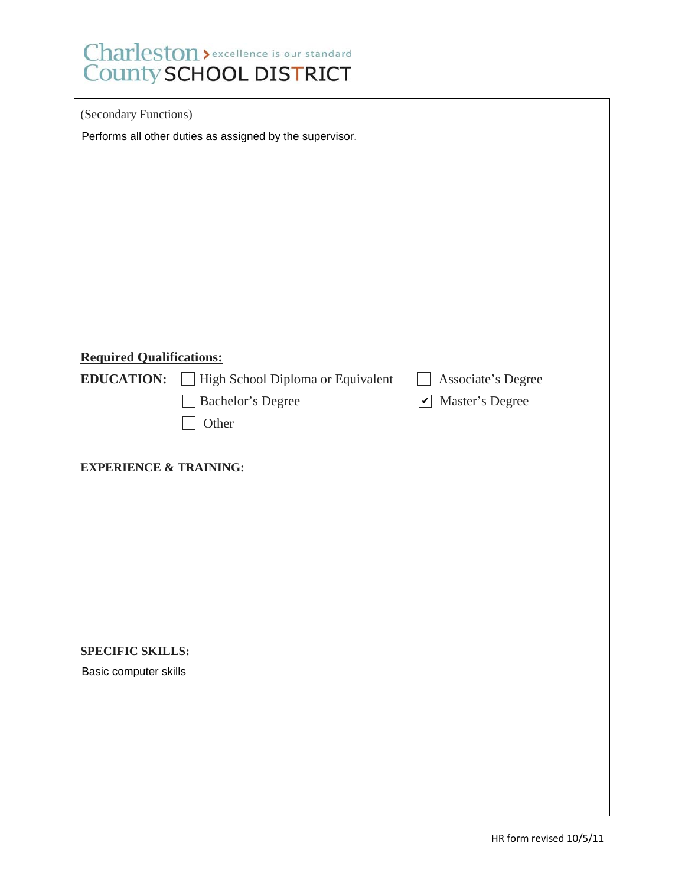(Secondary Functions)

Performs all other duties as assigned by the supervisor.

**Required Qualifications:**

**EDUCATION:**

- ☐ High School Diploma or Equivalent
- ☐ Associate's Degree
- ☐ Bachelor's Degree
- ☑ Master's Degree
- ☐ Other

**EXPERIENCE & TRAINING:**

**SPECIFIC SKILLS:**

Basic computer skills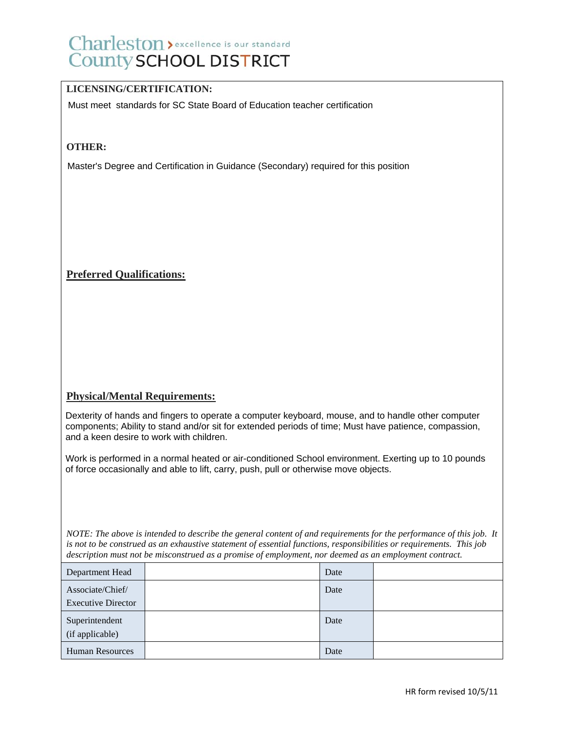**LICENSING/CERTIFICATION:**

Must meet standards for SC State Board of Education teacher certification

**OTHER:**

Master's Degree and Certification in Guidance (Secondary) required for this position

## Preferred Qualifications:

## Physical/Mental Requirements:

Dexterity of hands and fingers to operate a computer keyboard, mouse, and to handle other computer components; Ability to stand and/or sit for extended periods of time; Must have patience, compassion, and a keen desire to work with children.

Work is performed in a normal heated or air-conditioned School environment. Exerting up to 10 pounds of force occasionally and able to lift, carry, push, pull or otherwise move objects.

*NOTE: The above is intended to describe the general content of and requirements for the performance of this job. It is not to be construed as an exhaustive statement of essential functions, responsibilities or requirements. This job description must not be misconstrued as a promise of employment, nor deemed as an employment contract.*

| | | | |
|---|---|---|---|
| Department Head | | Date | |
| Associate/Chief/ Executive Director | | Date | |
| Superintendent (if applicable) | | Date | |
| Human Resources | | Date | |

HR form revised 10/5/11